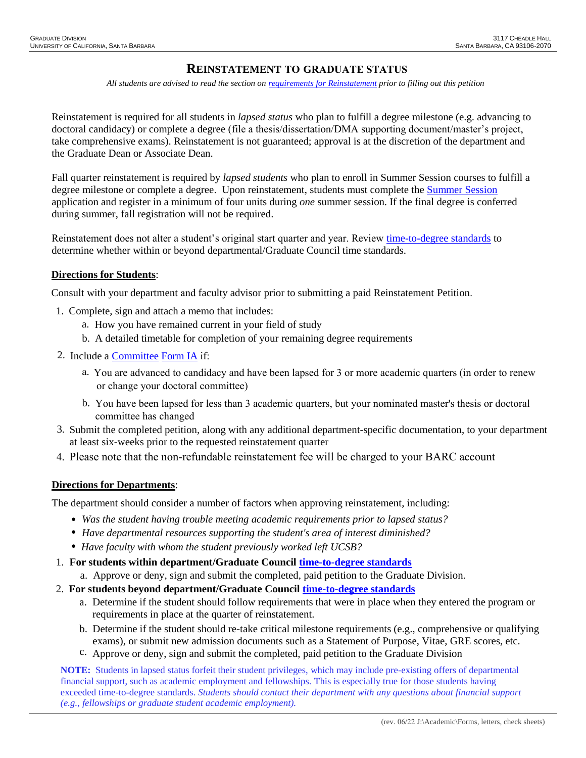# Reinstatement to Graduate Status

*All students are advised to read the section on requirements for Reinstatement prior to filling out this petition*

Reinstatement is required for all students in *lapsed status* who plan to fulfill a degree milestone (e.g. advancing to doctoral candidacy) or complete a degree (file a thesis/dissertation/DMA supporting document/master's project, take comprehensive exams). Reinstatement is not guaranteed; approval is at the discretion of the department and the Graduate Dean or Associate Dean.

Fall quarter reinstatement is required by *lapsed students* who plan to enroll in Summer Session courses to fulfill a degree milestone or complete a degree. Upon reinstatement, students must complete the Summer Session application and register in a minimum of four units during *one* summer session. If the final degree is conferred during summer, fall registration will not be required.

Reinstatement does not alter a student's original start quarter and year. Review time-to-degree standards to determine whether within or beyond departmental/Graduate Council time standards.

**Directions for Students**:

Consult with your department and faculty advisor prior to submitting a paid Reinstatement Petition.

1. Complete, sign and attach a memo that includes:
   a. How you have remained current in your field of study
   b. A detailed timetable for completion of your remaining degree requirements
2. Include a Committee Form IA if:
   a. You are advanced to candidacy and have been lapsed for 3 or more academic quarters (in order to renew or change your doctoral committee)
   b. You have been lapsed for less than 3 academic quarters, but your nominated master's thesis or doctoral committee has changed
3. Submit the completed petition, along with any additional department-specific documentation, to your department at least six-weeks prior to the requested reinstatement quarter
4. Please note that the non-refundable reinstatement fee will be charged to your BARC account

**Directions for Departments**:

The department should consider a number of factors when approving reinstatement, including:

- *Was the student having trouble meeting academic requirements prior to lapsed status?*
- *Have departmental resources supporting the student's area of interest diminished?*
- *Have faculty with whom the student previously worked left UCSB?*

1. **For students within department/Graduate Council time-to-degree standards**
   a. Approve or deny, sign and submit the completed, paid petition to the Graduate Division.
2. **For students beyond department/Graduate Council time-to-degree standards**
   a. Determine if the student should follow requirements that were in place when they entered the program or requirements in place at the quarter of reinstatement.
   b. Determine if the student should re-take critical milestone requirements (e.g., comprehensive or qualifying exams), or submit new admission documents such as a Statement of Purpose, Vitae, GRE scores, etc.
   c. Approve or deny, sign and submit the completed, paid petition to the Graduate Division

**NOTE:** Students in lapsed status forfeit their student privileges, which may include pre-existing offers of departmental financial support, such as academic employment and fellowships. This is especially true for those students having exceeded time-to-degree standards. *Students should contact their department with any questions about financial support (e.g., fellowships or graduate student academic employment).*

(rev. 06/22 J:\Academic\Forms, letters, check sheets)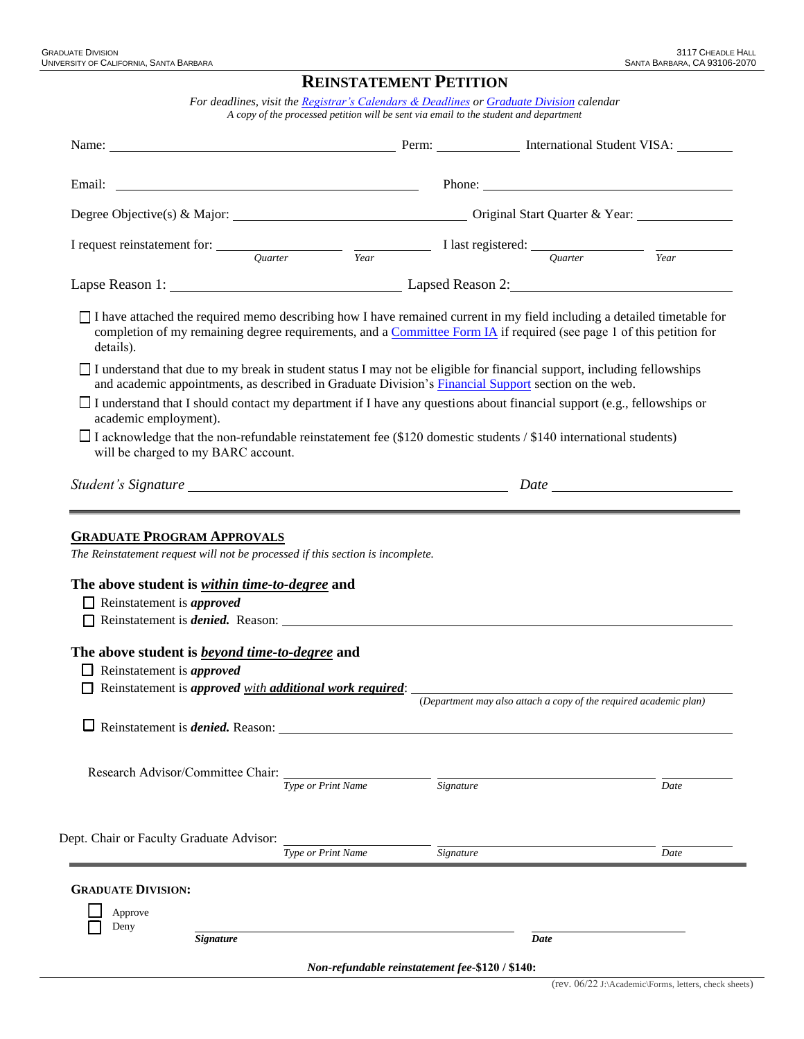# REINSTATEMENT PETITION

*For deadlines, visit the [Registrar's Calendars & Deadlines] or [Graduate Division] calendar*
*A copy of the processed petition will be sent via email to the student and department*

Name: ______________________ Perm: __________ International Student VISA: ________

Email: ______________________ Phone: ______________________

Degree Objective(s) & Major: ______________________ Original Start Quarter & Year: __________

I request reinstatement for: __________ (Quarter) __________ (Year) I last registered: __________ (Quarter) __________ (Year)

Lapse Reason 1: ______________________ Lapsed Reason 2: ______________________

- ☐ I have attached the required memo describing how I have remained current in my field including a detailed timetable for completion of my remaining degree requirements, and a Committee Form IA if required (see page 1 of this petition for details).
- ☐ I understand that due to my break in student status I may not be eligible for financial support, including fellowships and academic appointments, as described in Graduate Division's Financial Support section on the web.
- ☐ I understand that I should contact my department if I have any questions about financial support (e.g., fellowships or academic employment).
- ☐ I acknowledge that the non-refundable reinstatement fee ($120 domestic students / $140 international students) will be charged to my BARC account.

*Student's Signature* ______________________ *Date* __________

---

## GRADUATE PROGRAM APPROVALS

*The Reinstatement request will not be processed if this section is incomplete.*

**The above student is *within time-to-degree* and**

- ☐ Reinstatement is ***approved***
- ☐ Reinstatement is ***denied.*** Reason: ______________________

**The above student is *beyond time-to-degree* and**

- ☐ Reinstatement is ***approved***
- ☐ Reinstatement is ***approved*** *with* ***additional work required***: ______________________
  (*Department may also attach a copy of the required academic plan*)
- ☐ Reinstatement is ***denied.*** Reason: ______________________

Research Advisor/Committee Chair: __________ (*Type or Print Name*) __________ (*Signature*) __________ (*Date*)

Dept. Chair or Faculty Graduate Advisor: __________ (*Type or Print Name*) __________ (*Signature*) __________ (*Date*)

---

## GRADUATE DIVISION:

- ☐ Approve
- ☐ Deny

**Signature** ______________________ **Date** __________

***Non-refundable reinstatement fee-$120 / $140:***

(rev. 06/22 J:\Academic\Forms, letters, check sheets)